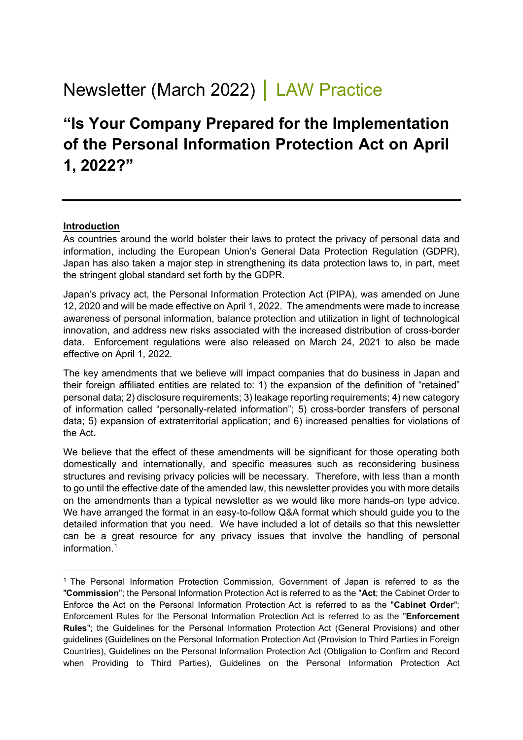# Newsletter (March 2022) | LAW Practice

## "Is Your Company Prepared for the Implementation of the Personal Information Protection Act on April 1, 2022?"

---

**Introduction**

As countries around the world bolster their laws to protect the privacy of personal data and information, including the European Union's General Data Protection Regulation (GDPR), Japan has also taken a major step in strengthening its data protection laws to, in part, meet the stringent global standard set forth by the GDPR.

Japan's privacy act, the Personal Information Protection Act (PIPA), was amended on June 12, 2020 and will be made effective on April 1, 2022. The amendments were made to increase awareness of personal information, balance protection and utilization in light of technological innovation, and address new risks associated with the increased distribution of cross-border data. Enforcement regulations were also released on March 24, 2021 to also be made effective on April 1, 2022.

The key amendments that we believe will impact companies that do business in Japan and their foreign affiliated entities are related to: 1) the expansion of the definition of "retained" personal data; 2) disclosure requirements; 3) leakage reporting requirements; 4) new category of information called "personally-related information"; 5) cross-border transfers of personal data; 5) expansion of extraterritorial application; and 6) increased penalties for violations of the Act**.**

We believe that the effect of these amendments will be significant for those operating both domestically and internationally, and specific measures such as reconsidering business structures and revising privacy policies will be necessary. Therefore, with less than a month to go until the effective date of the amended law, this newsletter provides you with more details on the amendments than a typical newsletter as we would like more hands-on type advice. We have arranged the format in an easy-to-follow Q&A format which should guide you to the detailed information that you need. We have included a lot of details so that this newsletter can be a great resource for any privacy issues that involve the handling of personal information.[1]

---

[1] The Personal Information Protection Commission, Government of Japan is referred to as the "**Commission**"; the Personal Information Protection Act is referred to as the "**Act**; the Cabinet Order to Enforce the Act on the Personal Information Protection Act is referred to as the "**Cabinet Order**"; Enforcement Rules for the Personal Information Protection Act is referred to as the "**Enforcement Rules**"; the Guidelines for the Personal Information Protection Act (General Provisions) and other guidelines (Guidelines on the Personal Information Protection Act (Provision to Third Parties in Foreign Countries), Guidelines on the Personal Information Protection Act (Obligation to Confirm and Record when Providing to Third Parties), Guidelines on the Personal Information Protection Act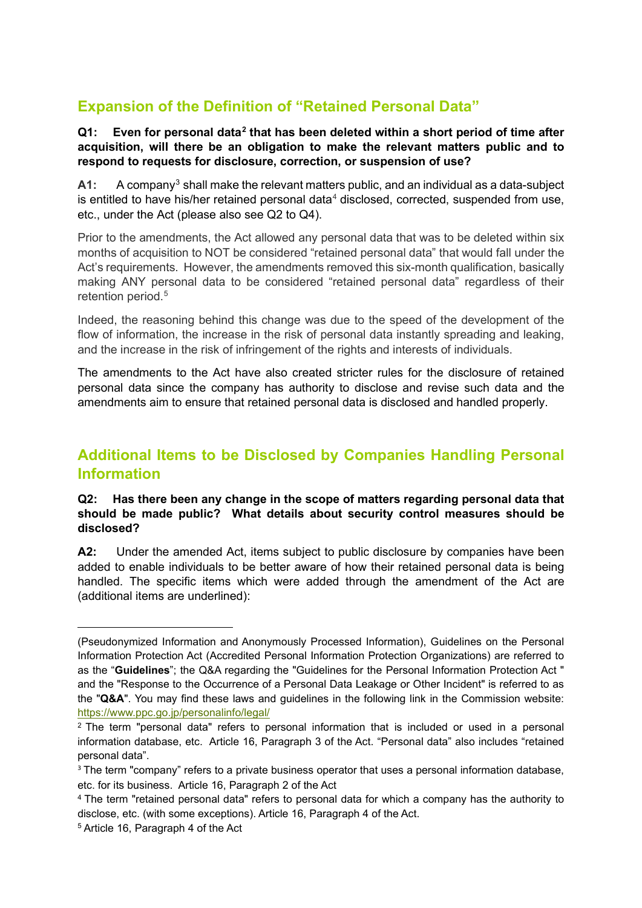## Expansion of the Definition of "Retained Personal Data"

**Q1: Even for personal data[2] that has been deleted within a short period of time after acquisition, will there be an obligation to make the relevant matters public and to respond to requests for disclosure, correction, or suspension of use?**

**A1:** A company[3] shall make the relevant matters public, and an individual as a data-subject is entitled to have his/her retained personal data[4] disclosed, corrected, suspended from use, etc., under the Act (please also see Q2 to Q4).

Prior to the amendments, the Act allowed any personal data that was to be deleted within six months of acquisition to NOT be considered "retained personal data" that would fall under the Act's requirements. However, the amendments removed this six-month qualification, basically making ANY personal data to be considered "retained personal data" regardless of their retention period.[5]

Indeed, the reasoning behind this change was due to the speed of the development of the flow of information, the increase in the risk of personal data instantly spreading and leaking, and the increase in the risk of infringement of the rights and interests of individuals.

The amendments to the Act have also created stricter rules for the disclosure of retained personal data since the company has authority to disclose and revise such data and the amendments aim to ensure that retained personal data is disclosed and handled properly.

## Additional Items to be Disclosed by Companies Handling Personal Information

**Q2: Has there been any change in the scope of matters regarding personal data that should be made public? What details about security control measures should be disclosed?**

**A2:** Under the amended Act, items subject to public disclosure by companies have been added to enable individuals to be better aware of how their retained personal data is being handled. The specific items which were added through the amendment of the Act are (additional items are underlined):

---

(Pseudonymized Information and Anonymously Processed Information), Guidelines on the Personal Information Protection Act (Accredited Personal Information Protection Organizations) are referred to as the "**Guidelines**"; the Q&A regarding the "Guidelines for the Personal Information Protection Act " and the "Response to the Occurrence of a Personal Data Leakage or Other Incident" is referred to as the "**Q&A**". You may find these laws and guidelines in the following link in the Commission website: https://www.ppc.go.jp/personalinfo/legal/

[2] The term "personal data" refers to personal information that is included or used in a personal information database, etc. Article 16, Paragraph 3 of the Act. "Personal data" also includes "retained personal data".

[3] The term "company" refers to a private business operator that uses a personal information database, etc. for its business. Article 16, Paragraph 2 of the Act

[4] The term "retained personal data" refers to personal data for which a company has the authority to disclose, etc. (with some exceptions). Article 16, Paragraph 4 of the Act.

[5] Article 16, Paragraph 4 of the Act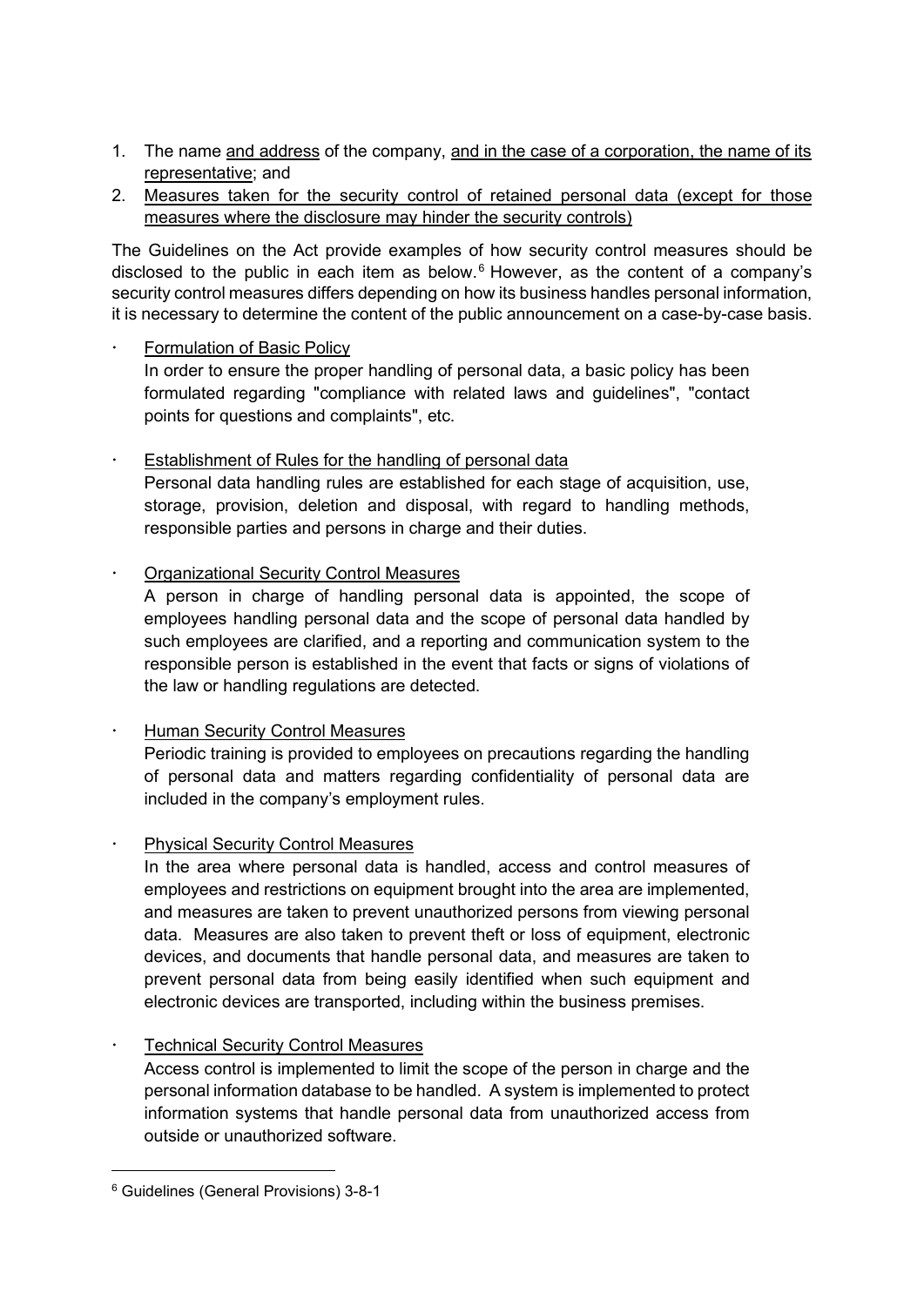1. The name <u>and address</u> of the company, <u>and in the case of a corporation, the name of its representative</u>; and
2. <u>Measures taken for the security control of retained personal data (except for those measures where the disclosure may hinder the security controls)</u>

The Guidelines on the Act provide examples of how security control measures should be disclosed to the public in each item as below.[6] However, as the content of a company's security control measures differs depending on how its business handles personal information, it is necessary to determine the content of the public announcement on a case-by-case basis.

- <u>Formulation of Basic Policy</u>
  In order to ensure the proper handling of personal data, a basic policy has been formulated regarding "compliance with related laws and guidelines", "contact points for questions and complaints", etc.

- <u>Establishment of Rules for the handling of personal data</u>
  Personal data handling rules are established for each stage of acquisition, use, storage, provision, deletion and disposal, with regard to handling methods, responsible parties and persons in charge and their duties.

- <u>Organizational Security Control Measures</u>
  A person in charge of handling personal data is appointed, the scope of employees handling personal data and the scope of personal data handled by such employees are clarified, and a reporting and communication system to the responsible person is established in the event that facts or signs of violations of the law or handling regulations are detected.

- <u>Human Security Control Measures</u>
  Periodic training is provided to employees on precautions regarding the handling of personal data and matters regarding confidentiality of personal data are included in the company's employment rules.

- <u>Physical Security Control Measures</u>
  In the area where personal data is handled, access and control measures of employees and restrictions on equipment brought into the area are implemented, and measures are taken to prevent unauthorized persons from viewing personal data. Measures are also taken to prevent theft or loss of equipment, electronic devices, and documents that handle personal data, and measures are taken to prevent personal data from being easily identified when such equipment and electronic devices are transported, including within the business premises.

- <u>Technical Security Control Measures</u>
  Access control is implemented to limit the scope of the person in charge and the personal information database to be handled. A system is implemented to protect information systems that handle personal data from unauthorized access from outside or unauthorized software.

---

[6] Guidelines (General Provisions) 3-8-1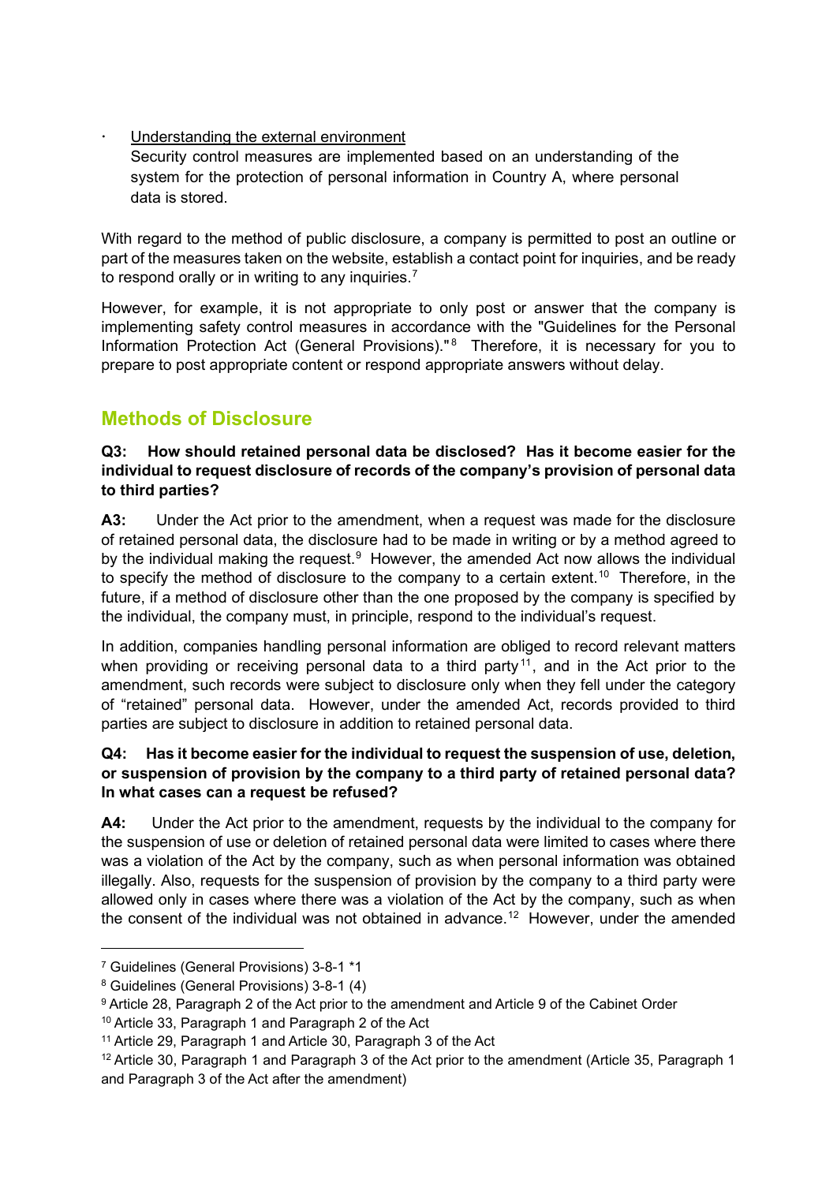- Understanding the external environment

  Security control measures are implemented based on an understanding of the system for the protection of personal information in Country A, where personal data is stored.

With regard to the method of public disclosure, a company is permitted to post an outline or part of the measures taken on the website, establish a contact point for inquiries, and be ready to respond orally or in writing to any inquiries.[7]

However, for example, it is not appropriate to only post or answer that the company is implementing safety control measures in accordance with the "Guidelines for the Personal Information Protection Act (General Provisions)."[8] Therefore, it is necessary for you to prepare to post appropriate content or respond appropriate answers without delay.

## Methods of Disclosure

**Q3: How should retained personal data be disclosed? Has it become easier for the individual to request disclosure of records of the company's provision of personal data to third parties?**

**A3:** Under the Act prior to the amendment, when a request was made for the disclosure of retained personal data, the disclosure had to be made in writing or by a method agreed to by the individual making the request.[9] However, the amended Act now allows the individual to specify the method of disclosure to the company to a certain extent.[10] Therefore, in the future, if a method of disclosure other than the one proposed by the company is specified by the individual, the company must, in principle, respond to the individual's request.

In addition, companies handling personal information are obliged to record relevant matters when providing or receiving personal data to a third party[11], and in the Act prior to the amendment, such records were subject to disclosure only when they fell under the category of "retained" personal data. However, under the amended Act, records provided to third parties are subject to disclosure in addition to retained personal data.

**Q4: Has it become easier for the individual to request the suspension of use, deletion, or suspension of provision by the company to a third party of retained personal data? In what cases can a request be refused?**

**A4:** Under the Act prior to the amendment, requests by the individual to the company for the suspension of use or deletion of retained personal data were limited to cases where there was a violation of the Act by the company, such as when personal information was obtained illegally. Also, requests for the suspension of provision by the company to a third party were allowed only in cases where there was a violation of the Act by the company, such as when the consent of the individual was not obtained in advance.[12] However, under the amended

---

[7] Guidelines (General Provisions) 3-8-1 *1

[8] Guidelines (General Provisions) 3-8-1 (4)

[9] Article 28, Paragraph 2 of the Act prior to the amendment and Article 9 of the Cabinet Order

[10] Article 33, Paragraph 1 and Paragraph 2 of the Act

[11] Article 29, Paragraph 1 and Article 30, Paragraph 3 of the Act

[12] Article 30, Paragraph 1 and Paragraph 3 of the Act prior to the amendment (Article 35, Paragraph 1 and Paragraph 3 of the Act after the amendment)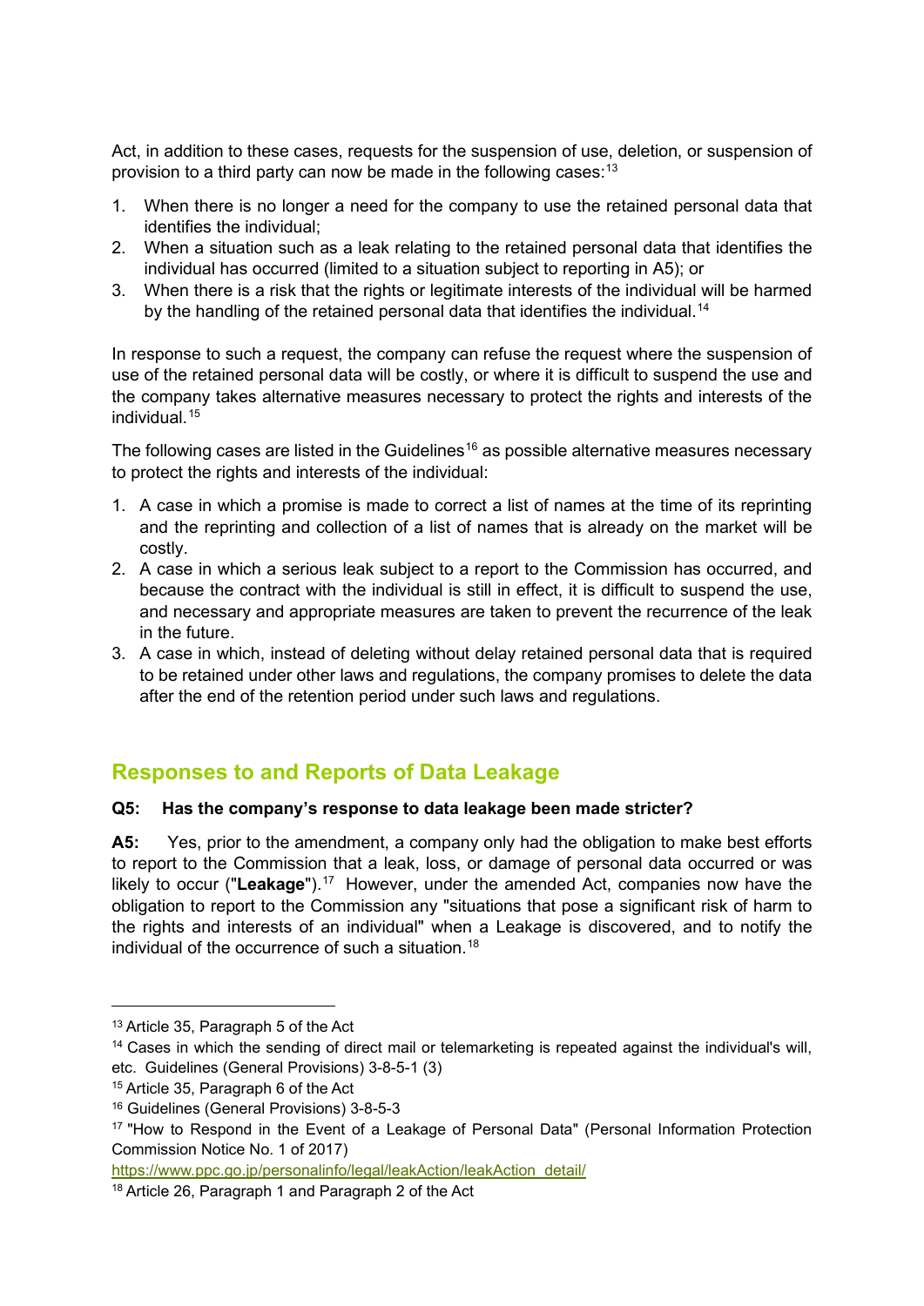Act, in addition to these cases, requests for the suspension of use, deletion, or suspension of provision to a third party can now be made in the following cases:[13]

1. When there is no longer a need for the company to use the retained personal data that identifies the individual;
2. When a situation such as a leak relating to the retained personal data that identifies the individual has occurred (limited to a situation subject to reporting in A5); or
3. When there is a risk that the rights or legitimate interests of the individual will be harmed by the handling of the retained personal data that identifies the individual.[14]

In response to such a request, the company can refuse the request where the suspension of use of the retained personal data will be costly, or where it is difficult to suspend the use and the company takes alternative measures necessary to protect the rights and interests of the individual.[15]

The following cases are listed in the Guidelines[16] as possible alternative measures necessary to protect the rights and interests of the individual:

1. A case in which a promise is made to correct a list of names at the time of its reprinting and the reprinting and collection of a list of names that is already on the market will be costly.
2. A case in which a serious leak subject to a report to the Commission has occurred, and because the contract with the individual is still in effect, it is difficult to suspend the use, and necessary and appropriate measures are taken to prevent the recurrence of the leak in the future.
3. A case in which, instead of deleting without delay retained personal data that is required to be retained under other laws and regulations, the company promises to delete the data after the end of the retention period under such laws and regulations.

## Responses to and Reports of Data Leakage

**Q5: Has the company's response to data leakage been made stricter?**

**A5:** Yes, prior to the amendment, a company only had the obligation to make best efforts to report to the Commission that a leak, loss, or damage of personal data occurred or was likely to occur ("**Leakage**").[17] However, under the amended Act, companies now have the obligation to report to the Commission any "situations that pose a significant risk of harm to the rights and interests of an individual" when a Leakage is discovered, and to notify the individual of the occurrence of such a situation.[18]

---

[13] Article 35, Paragraph 5 of the Act

[14] Cases in which the sending of direct mail or telemarketing is repeated against the individual's will, etc. Guidelines (General Provisions) 3-8-5-1 (3)

[15] Article 35, Paragraph 6 of the Act

[16] Guidelines (General Provisions) 3-8-5-3

[17] "How to Respond in the Event of a Leakage of Personal Data" (Personal Information Protection Commission Notice No. 1 of 2017) https://www.ppc.go.jp/personalinfo/legal/leakAction/leakAction_detail/

[18] Article 26, Paragraph 1 and Paragraph 2 of the Act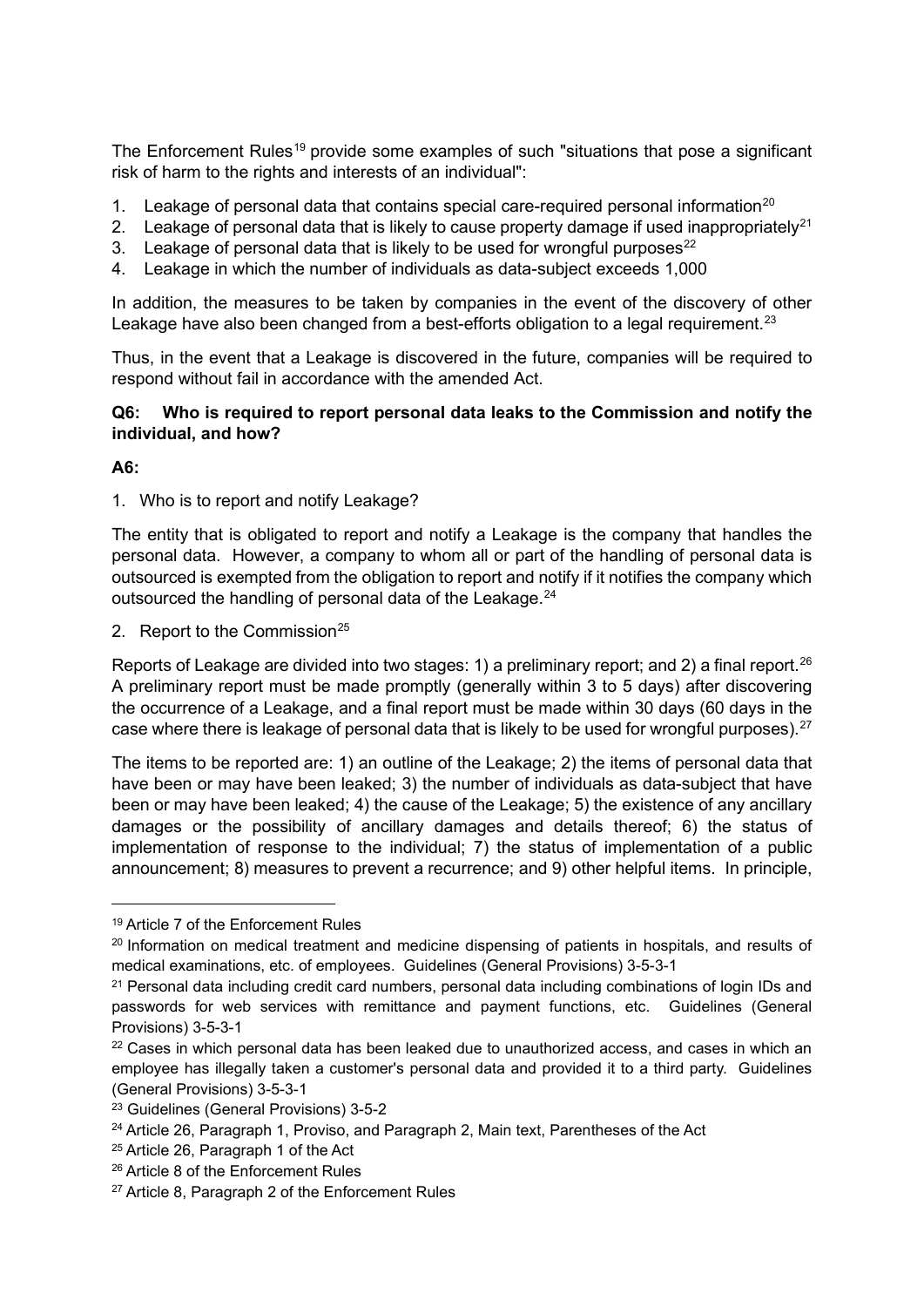The Enforcement Rules[19] provide some examples of such "situations that pose a significant risk of harm to the rights and interests of an individual":

1. Leakage of personal data that contains special care-required personal information[20]
2. Leakage of personal data that is likely to cause property damage if used inappropriately[21]
3. Leakage of personal data that is likely to be used for wrongful purposes[22]
4. Leakage in which the number of individuals as data-subject exceeds 1,000

In addition, the measures to be taken by companies in the event of the discovery of other Leakage have also been changed from a best-efforts obligation to a legal requirement.[23]

Thus, in the event that a Leakage is discovered in the future, companies will be required to respond without fail in accordance with the amended Act.

**Q6: Who is required to report personal data leaks to the Commission and notify the individual, and how?**

**A6:**

1. Who is to report and notify Leakage?

The entity that is obligated to report and notify a Leakage is the company that handles the personal data. However, a company to whom all or part of the handling of personal data is outsourced is exempted from the obligation to report and notify if it notifies the company which outsourced the handling of personal data of the Leakage.[24]

2. Report to the Commission[25]

Reports of Leakage are divided into two stages: 1) a preliminary report; and 2) a final report.[26] A preliminary report must be made promptly (generally within 3 to 5 days) after discovering the occurrence of a Leakage, and a final report must be made within 30 days (60 days in the case where there is leakage of personal data that is likely to be used for wrongful purposes).[27]

The items to be reported are: 1) an outline of the Leakage; 2) the items of personal data that have been or may have been leaked; 3) the number of individuals as data-subject that have been or may have been leaked; 4) the cause of the Leakage; 5) the existence of any ancillary damages or the possibility of ancillary damages and details thereof; 6) the status of implementation of response to the individual; 7) the status of implementation of a public announcement; 8) measures to prevent a recurrence; and 9) other helpful items. In principle,

---

[19] Article 7 of the Enforcement Rules

[20] Information on medical treatment and medicine dispensing of patients in hospitals, and results of medical examinations, etc. of employees. Guidelines (General Provisions) 3-5-3-1

[21] Personal data including credit card numbers, personal data including combinations of login IDs and passwords for web services with remittance and payment functions, etc. Guidelines (General Provisions) 3-5-3-1

[22] Cases in which personal data has been leaked due to unauthorized access, and cases in which an employee has illegally taken a customer's personal data and provided it to a third party. Guidelines (General Provisions) 3-5-3-1

[23] Guidelines (General Provisions) 3-5-2

[24] Article 26, Paragraph 1, Proviso, and Paragraph 2, Main text, Parentheses of the Act

[25] Article 26, Paragraph 1 of the Act

[26] Article 8 of the Enforcement Rules

[27] Article 8, Paragraph 2 of the Enforcement Rules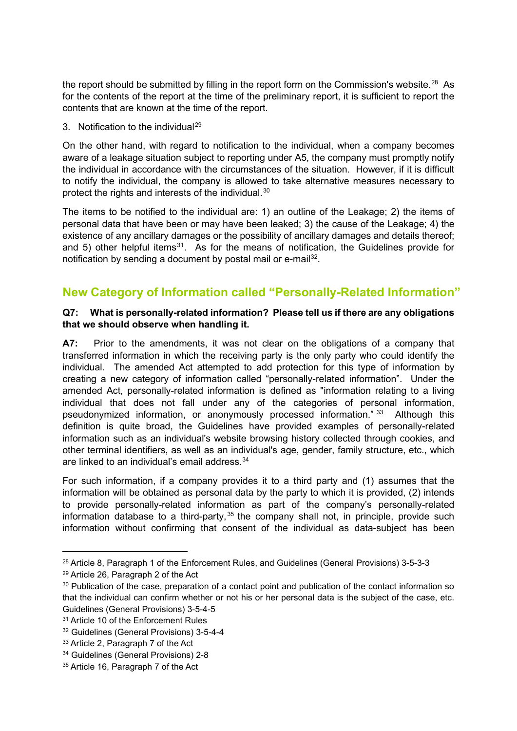the report should be submitted by filling in the report form on the Commission's website.[28] As for the contents of the report at the time of the preliminary report, it is sufficient to report the contents that are known at the time of the report.

3. Notification to the individual[29]

On the other hand, with regard to notification to the individual, when a company becomes aware of a leakage situation subject to reporting under A5, the company must promptly notify the individual in accordance with the circumstances of the situation. However, if it is difficult to notify the individual, the company is allowed to take alternative measures necessary to protect the rights and interests of the individual.[30]

The items to be notified to the individual are: 1) an outline of the Leakage; 2) the items of personal data that have been or may have been leaked; 3) the cause of the Leakage; 4) the existence of any ancillary damages or the possibility of ancillary damages and details thereof; and 5) other helpful items[31]. As for the means of notification, the Guidelines provide for notification by sending a document by postal mail or e-mail[32].

## New Category of Information called "Personally-Related Information"

**Q7: What is personally-related information? Please tell us if there are any obligations that we should observe when handling it.**

**A7:** Prior to the amendments, it was not clear on the obligations of a company that transferred information in which the receiving party is the only party who could identify the individual. The amended Act attempted to add protection for this type of information by creating a new category of information called "personally-related information". Under the amended Act, personally-related information is defined as "information relating to a living individual that does not fall under any of the categories of personal information, pseudonymized information, or anonymously processed information." [33] Although this definition is quite broad, the Guidelines have provided examples of personally-related information such as an individual's website browsing history collected through cookies, and other terminal identifiers, as well as an individual's age, gender, family structure, etc., which are linked to an individual's email address.[34]

For such information, if a company provides it to a third party and (1) assumes that the information will be obtained as personal data by the party to which it is provided, (2) intends to provide personally-related information as part of the company's personally-related information database to a third-party,[35] the company shall not, in principle, provide such information without confirming that consent of the individual as data-subject has been

---

[28] Article 8, Paragraph 1 of the Enforcement Rules, and Guidelines (General Provisions) 3-5-3-3

[29] Article 26, Paragraph 2 of the Act

[30] Publication of the case, preparation of a contact point and publication of the contact information so that the individual can confirm whether or not his or her personal data is the subject of the case, etc. Guidelines (General Provisions) 3-5-4-5

[31] Article 10 of the Enforcement Rules

[32] Guidelines (General Provisions) 3-5-4-4

[33] Article 2, Paragraph 7 of the Act

[34] Guidelines (General Provisions) 2-8

[35] Article 16, Paragraph 7 of the Act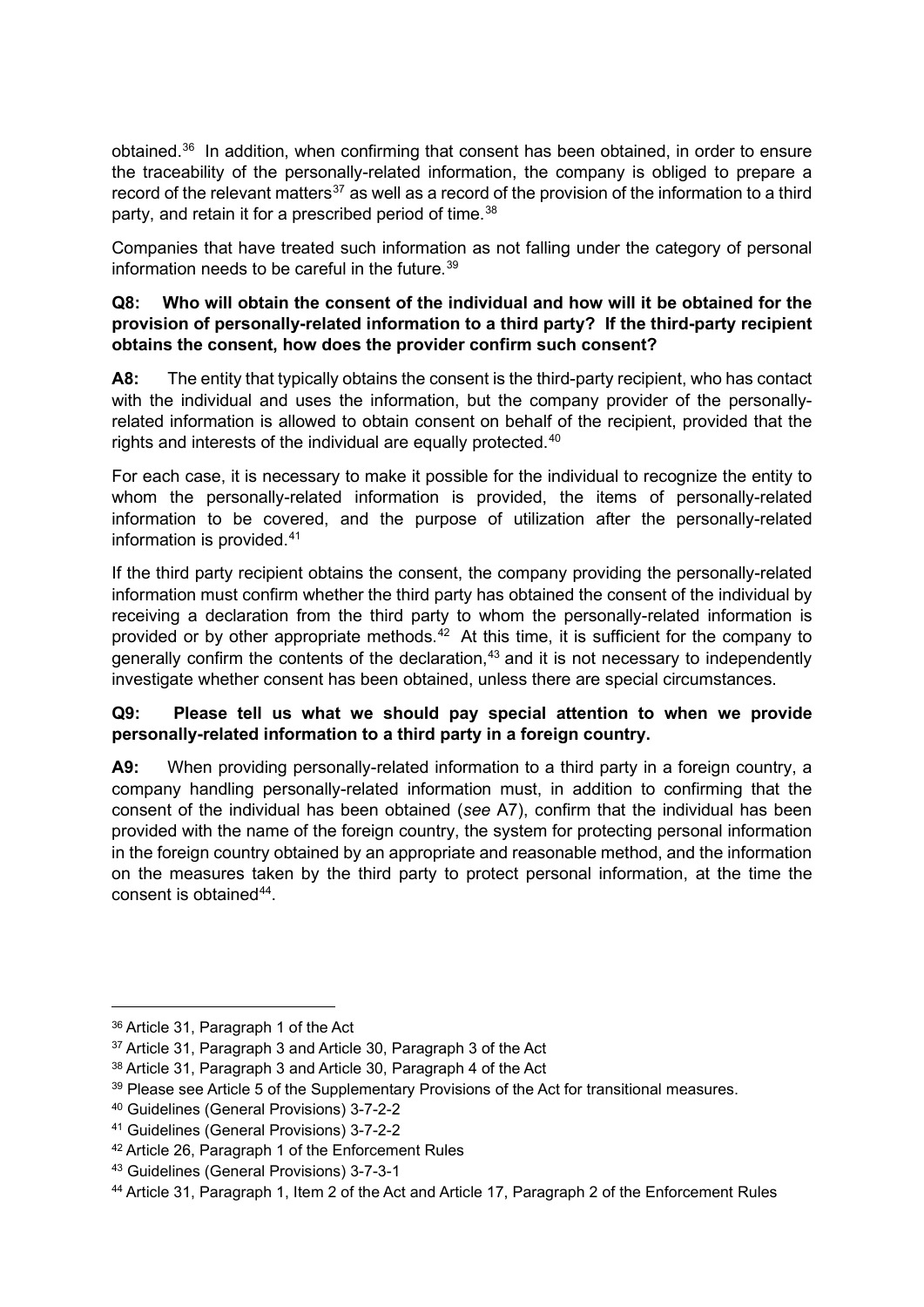obtained.[36] In addition, when confirming that consent has been obtained, in order to ensure the traceability of the personally-related information, the company is obliged to prepare a record of the relevant matters[37] as well as a record of the provision of the information to a third party, and retain it for a prescribed period of time.[38]

Companies that have treated such information as not falling under the category of personal information needs to be careful in the future.[39]

**Q8: Who will obtain the consent of the individual and how will it be obtained for the provision of personally-related information to a third party? If the third-party recipient obtains the consent, how does the provider confirm such consent?**

**A8:** The entity that typically obtains the consent is the third-party recipient, who has contact with the individual and uses the information, but the company provider of the personally-related information is allowed to obtain consent on behalf of the recipient, provided that the rights and interests of the individual are equally protected.[40]

For each case, it is necessary to make it possible for the individual to recognize the entity to whom the personally-related information is provided, the items of personally-related information to be covered, and the purpose of utilization after the personally-related information is provided.[41]

If the third party recipient obtains the consent, the company providing the personally-related information must confirm whether the third party has obtained the consent of the individual by receiving a declaration from the third party to whom the personally-related information is provided or by other appropriate methods.[42] At this time, it is sufficient for the company to generally confirm the contents of the declaration,[43] and it is not necessary to independently investigate whether consent has been obtained, unless there are special circumstances.

**Q9: Please tell us what we should pay special attention to when we provide personally-related information to a third party in a foreign country.**

**A9:** When providing personally-related information to a third party in a foreign country, a company handling personally-related information must, in addition to confirming that the consent of the individual has been obtained (*see* A7), confirm that the individual has been provided with the name of the foreign country, the system for protecting personal information in the foreign country obtained by an appropriate and reasonable method, and the information on the measures taken by the third party to protect personal information, at the time the consent is obtained[44].

---

[36] Article 31, Paragraph 1 of the Act

[37] Article 31, Paragraph 3 and Article 30, Paragraph 3 of the Act

[38] Article 31, Paragraph 3 and Article 30, Paragraph 4 of the Act

[39] Please see Article 5 of the Supplementary Provisions of the Act for transitional measures.

[40] Guidelines (General Provisions) 3-7-2-2

[41] Guidelines (General Provisions) 3-7-2-2

[42] Article 26, Paragraph 1 of the Enforcement Rules

[43] Guidelines (General Provisions) 3-7-3-1

[44] Article 31, Paragraph 1, Item 2 of the Act and Article 17, Paragraph 2 of the Enforcement Rules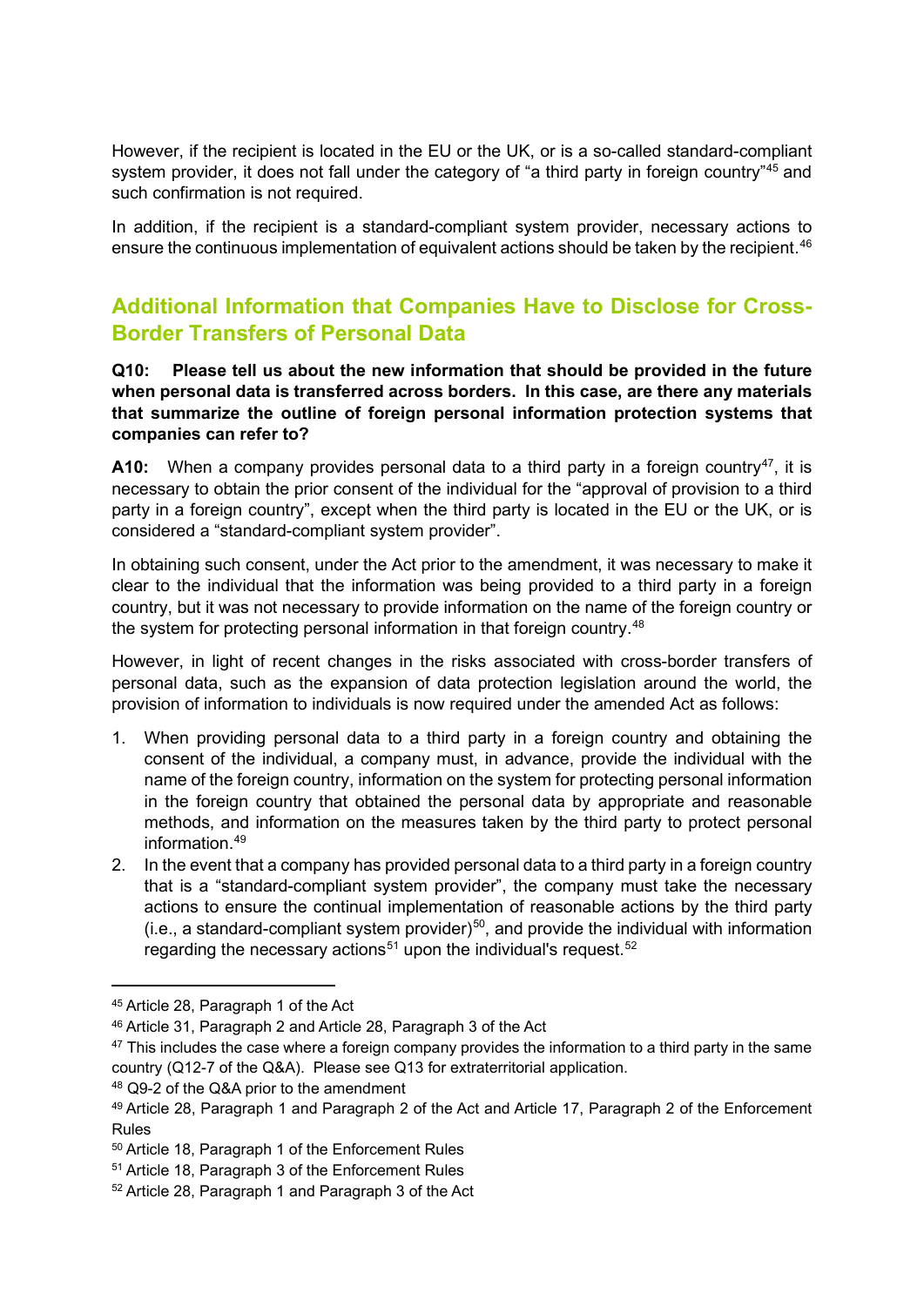However, if the recipient is located in the EU or the UK, or is a so-called standard-compliant system provider, it does not fall under the category of "a third party in foreign country"[45] and such confirmation is not required.

In addition, if the recipient is a standard-compliant system provider, necessary actions to ensure the continuous implementation of equivalent actions should be taken by the recipient.[46]

## Additional Information that Companies Have to Disclose for Cross-Border Transfers of Personal Data

**Q10: Please tell us about the new information that should be provided in the future when personal data is transferred across borders. In this case, are there any materials that summarize the outline of foreign personal information protection systems that companies can refer to?**

**A10:** When a company provides personal data to a third party in a foreign country[47], it is necessary to obtain the prior consent of the individual for the "approval of provision to a third party in a foreign country", except when the third party is located in the EU or the UK, or is considered a "standard-compliant system provider".

In obtaining such consent, under the Act prior to the amendment, it was necessary to make it clear to the individual that the information was being provided to a third party in a foreign country, but it was not necessary to provide information on the name of the foreign country or the system for protecting personal information in that foreign country.[48]

However, in light of recent changes in the risks associated with cross-border transfers of personal data, such as the expansion of data protection legislation around the world, the provision of information to individuals is now required under the amended Act as follows:

1. When providing personal data to a third party in a foreign country and obtaining the consent of the individual, a company must, in advance, provide the individual with the name of the foreign country, information on the system for protecting personal information in the foreign country that obtained the personal data by appropriate and reasonable methods, and information on the measures taken by the third party to protect personal information.[49]
2. In the event that a company has provided personal data to a third party in a foreign country that is a "standard-compliant system provider", the company must take the necessary actions to ensure the continual implementation of reasonable actions by the third party (i.e., a standard-compliant system provider)[50], and provide the individual with information regarding the necessary actions[51] upon the individual's request.[52]

---

[45] Article 28, Paragraph 1 of the Act

[46] Article 31, Paragraph 2 and Article 28, Paragraph 3 of the Act

[47] This includes the case where a foreign company provides the information to a third party in the same country (Q12-7 of the Q&A). Please see Q13 for extraterritorial application.

[48] Q9-2 of the Q&A prior to the amendment

[49] Article 28, Paragraph 1 and Paragraph 2 of the Act and Article 17, Paragraph 2 of the Enforcement Rules

[50] Article 18, Paragraph 1 of the Enforcement Rules

[51] Article 18, Paragraph 3 of the Enforcement Rules

[52] Article 28, Paragraph 1 and Paragraph 3 of the Act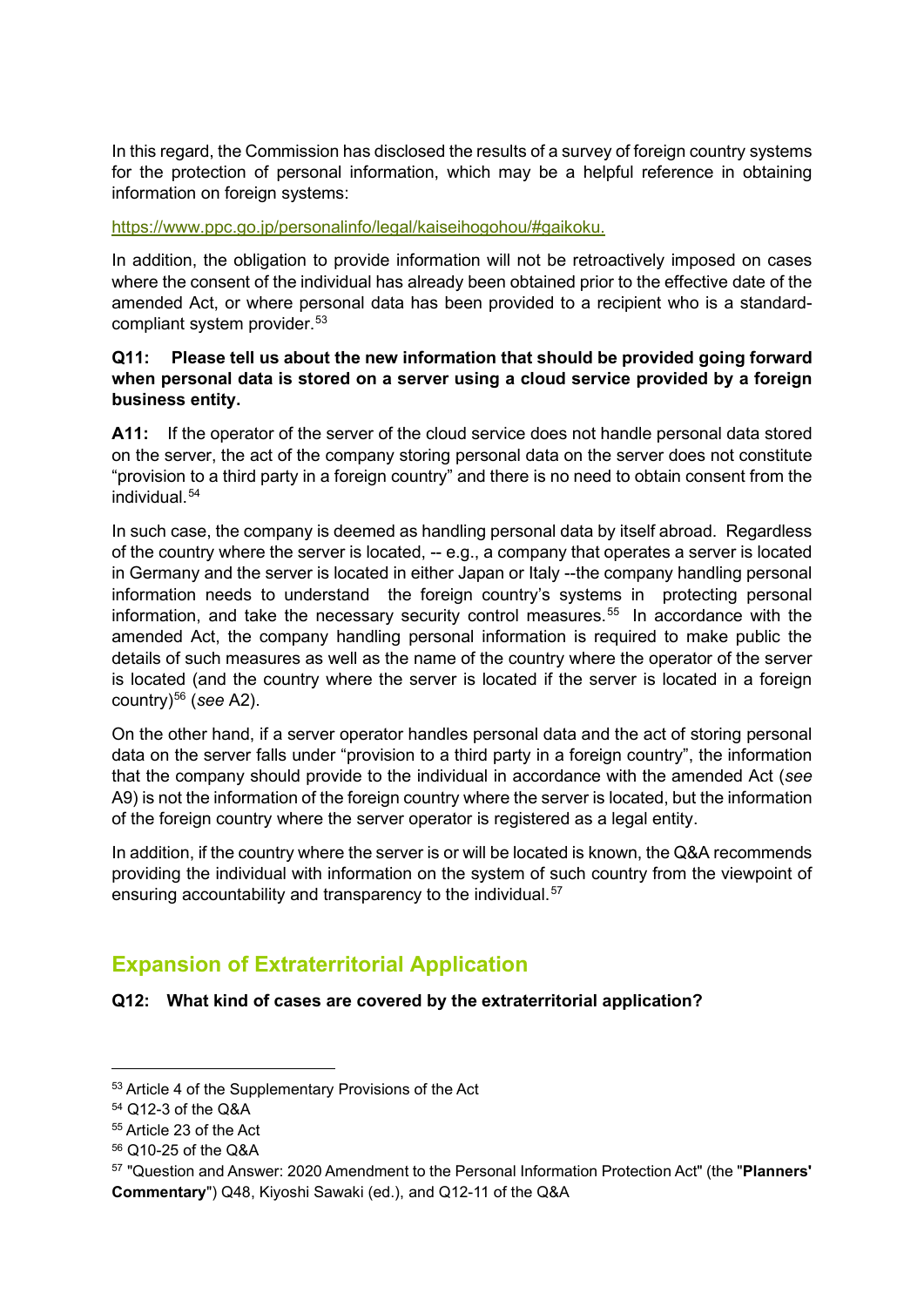In this regard, the Commission has disclosed the results of a survey of foreign country systems for the protection of personal information, which may be a helpful reference in obtaining information on foreign systems:

https://www.ppc.go.jp/personalinfo/legal/kaiseihogohou/#gaikoku.

In addition, the obligation to provide information will not be retroactively imposed on cases where the consent of the individual has already been obtained prior to the effective date of the amended Act, or where personal data has been provided to a recipient who is a standard-compliant system provider.[53]

**Q11: Please tell us about the new information that should be provided going forward when personal data is stored on a server using a cloud service provided by a foreign business entity.**

**A11:** If the operator of the server of the cloud service does not handle personal data stored on the server, the act of the company storing personal data on the server does not constitute "provision to a third party in a foreign country" and there is no need to obtain consent from the individual.[54]

In such case, the company is deemed as handling personal data by itself abroad. Regardless of the country where the server is located, -- e.g., a company that operates a server is located in Germany and the server is located in either Japan or Italy --the company handling personal information needs to understand the foreign country's systems in protecting personal information, and take the necessary security control measures.[55] In accordance with the amended Act, the company handling personal information is required to make public the details of such measures as well as the name of the country where the operator of the server is located (and the country where the server is located if the server is located in a foreign country)[56] (*see* A2).

On the other hand, if a server operator handles personal data and the act of storing personal data on the server falls under "provision to a third party in a foreign country", the information that the company should provide to the individual in accordance with the amended Act (*see* A9) is not the information of the foreign country where the server is located, but the information of the foreign country where the server operator is registered as a legal entity.

In addition, if the country where the server is or will be located is known, the Q&A recommends providing the individual with information on the system of such country from the viewpoint of ensuring accountability and transparency to the individual.[57]

## Expansion of Extraterritorial Application

**Q12: What kind of cases are covered by the extraterritorial application?**

---

[53] Article 4 of the Supplementary Provisions of the Act

[54] Q12-3 of the Q&A

[55] Article 23 of the Act

[56] Q10-25 of the Q&A

[57] "Question and Answer: 2020 Amendment to the Personal Information Protection Act" (the "**Planners' Commentary**") Q48, Kiyoshi Sawaki (ed.), and Q12-11 of the Q&A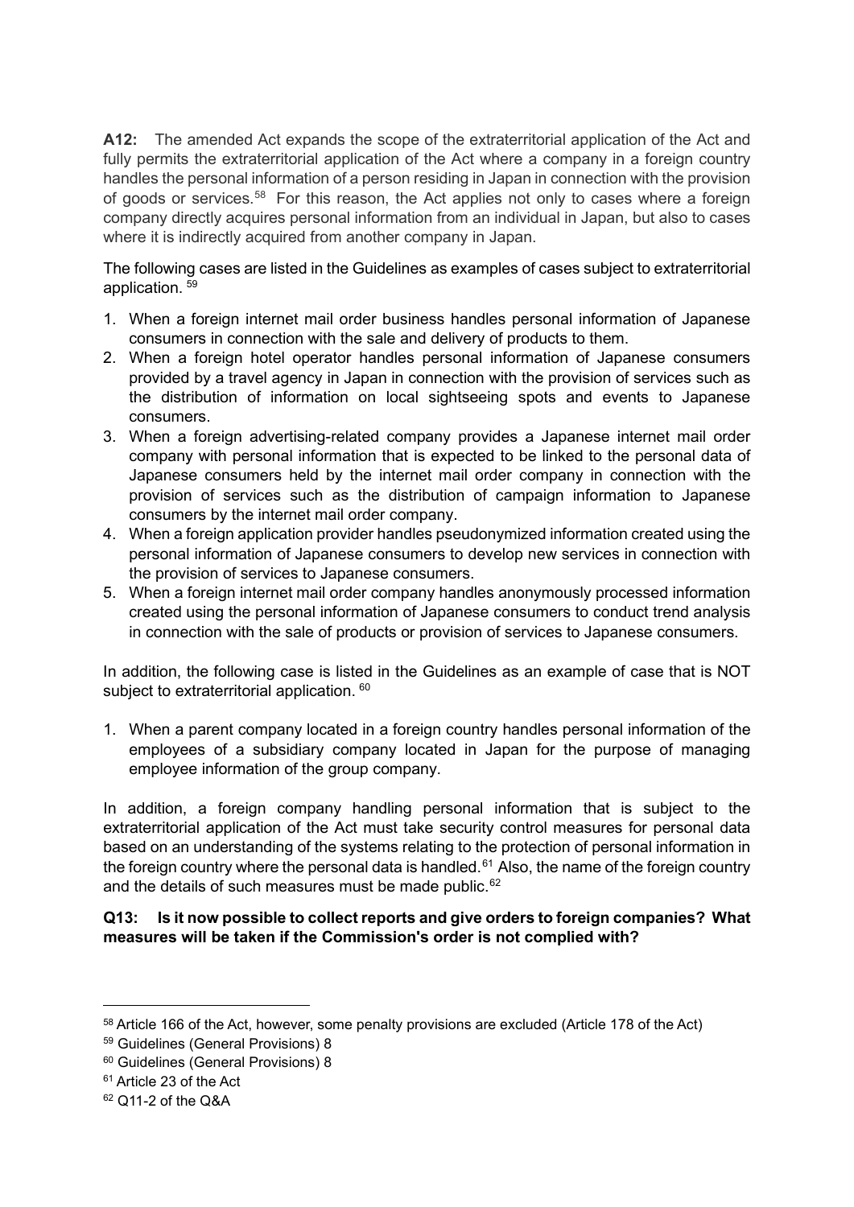**A12:** The amended Act expands the scope of the extraterritorial application of the Act and fully permits the extraterritorial application of the Act where a company in a foreign country handles the personal information of a person residing in Japan in connection with the provision of goods or services.[58] For this reason, the Act applies not only to cases where a foreign company directly acquires personal information from an individual in Japan, but also to cases where it is indirectly acquired from another company in Japan.

The following cases are listed in the Guidelines as examples of cases subject to extraterritorial application. [59]

1. When a foreign internet mail order business handles personal information of Japanese consumers in connection with the sale and delivery of products to them.
2. When a foreign hotel operator handles personal information of Japanese consumers provided by a travel agency in Japan in connection with the provision of services such as the distribution of information on local sightseeing spots and events to Japanese consumers.
3. When a foreign advertising-related company provides a Japanese internet mail order company with personal information that is expected to be linked to the personal data of Japanese consumers held by the internet mail order company in connection with the provision of services such as the distribution of campaign information to Japanese consumers by the internet mail order company.
4. When a foreign application provider handles pseudonymized information created using the personal information of Japanese consumers to develop new services in connection with the provision of services to Japanese consumers.
5. When a foreign internet mail order company handles anonymously processed information created using the personal information of Japanese consumers to conduct trend analysis in connection with the sale of products or provision of services to Japanese consumers.

In addition, the following case is listed in the Guidelines as an example of case that is NOT subject to extraterritorial application. [60]

1. When a parent company located in a foreign country handles personal information of the employees of a subsidiary company located in Japan for the purpose of managing employee information of the group company.

In addition, a foreign company handling personal information that is subject to the extraterritorial application of the Act must take security control measures for personal data based on an understanding of the systems relating to the protection of personal information in the foreign country where the personal data is handled.[61] Also, the name of the foreign country and the details of such measures must be made public.[62]

**Q13: Is it now possible to collect reports and give orders to foreign companies? What measures will be taken if the Commission's order is not complied with?**

---

[58] Article 166 of the Act, however, some penalty provisions are excluded (Article 178 of the Act)

[59] Guidelines (General Provisions) 8

[60] Guidelines (General Provisions) 8

[61] Article 23 of the Act

[62] Q11-2 of the Q&A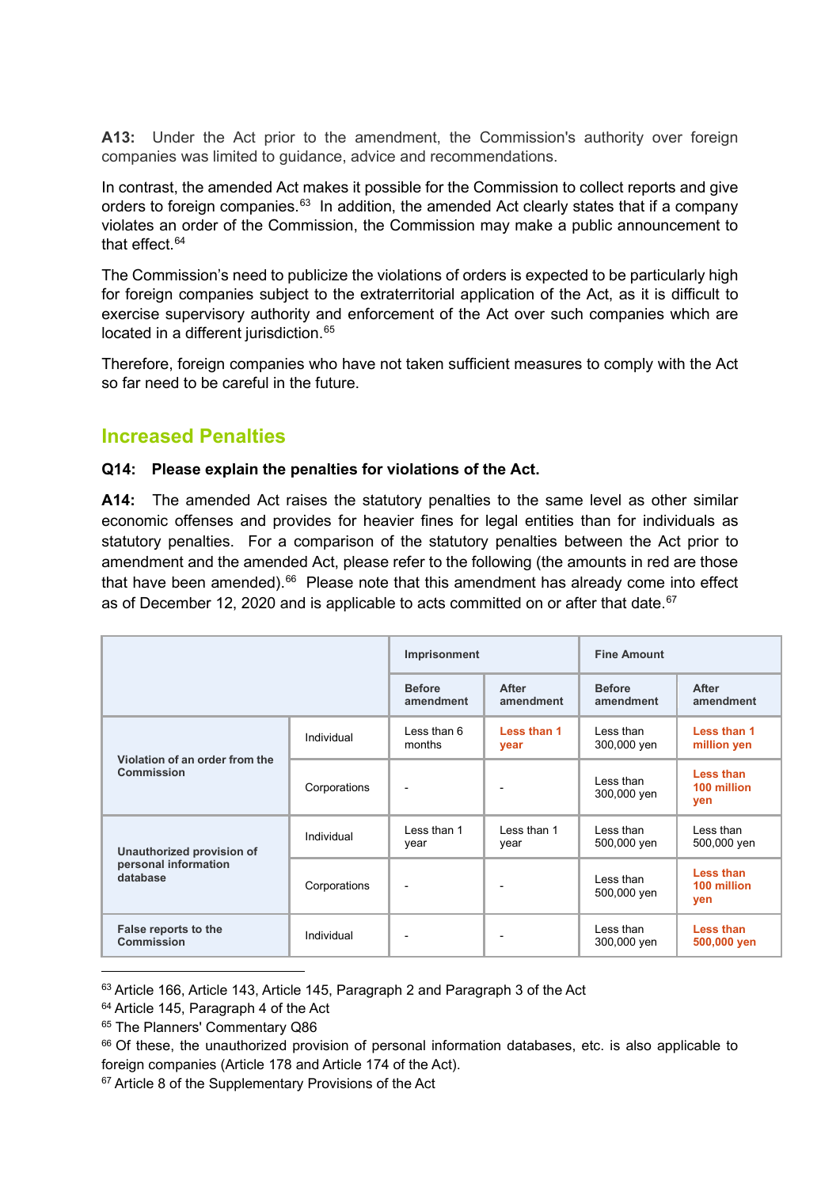**A13:** Under the Act prior to the amendment, the Commission's authority over foreign companies was limited to guidance, advice and recommendations.

In contrast, the amended Act makes it possible for the Commission to collect reports and give orders to foreign companies.[63] In addition, the amended Act clearly states that if a company violates an order of the Commission, the Commission may make a public announcement to that effect.[64]

The Commission's need to publicize the violations of orders is expected to be particularly high for foreign companies subject to the extraterritorial application of the Act, as it is difficult to exercise supervisory authority and enforcement of the Act over such companies which are located in a different jurisdiction.[65]

Therefore, foreign companies who have not taken sufficient measures to comply with the Act so far need to be careful in the future.

## Increased Penalties

**Q14: Please explain the penalties for violations of the Act.**

**A14:** The amended Act raises the statutory penalties to the same level as other similar economic offenses and provides for heavier fines for legal entities than for individuals as statutory penalties. For a comparison of the statutory penalties between the Act prior to amendment and the amended Act, please refer to the following (the amounts in red are those that have been amended).[66] Please note that this amendment has already come into effect as of December 12, 2020 and is applicable to acts committed on or after that date.[67]

| | | Imprisonment | | Fine Amount | |
|---|---|---|---|---|---|
| | | Before amendment | After amendment | Before amendment | After amendment |
| Violation of an order from the Commission | Individual | Less than 6 months | Less than 1 year | Less than 300,000 yen | Less than 1 million yen |
| | Corporations | - | - | Less than 300,000 yen | Less than 100 million yen |
| Unauthorized provision of personal information database | Individual | Less than 1 year | Less than 1 year | Less than 500,000 yen | Less than 500,000 yen |
| | Corporations | - | - | Less than 500,000 yen | Less than 100 million yen |
| False reports to the Commission | Individual | - | - | Less than 300,000 yen | Less than 500,000 yen |

---

[63] Article 166, Article 143, Article 145, Paragraph 2 and Paragraph 3 of the Act
[64] Article 145, Paragraph 4 of the Act
[65] The Planners' Commentary Q86
[66] Of these, the unauthorized provision of personal information databases, etc. is also applicable to foreign companies (Article 178 and Article 174 of the Act).
[67] Article 8 of the Supplementary Provisions of the Act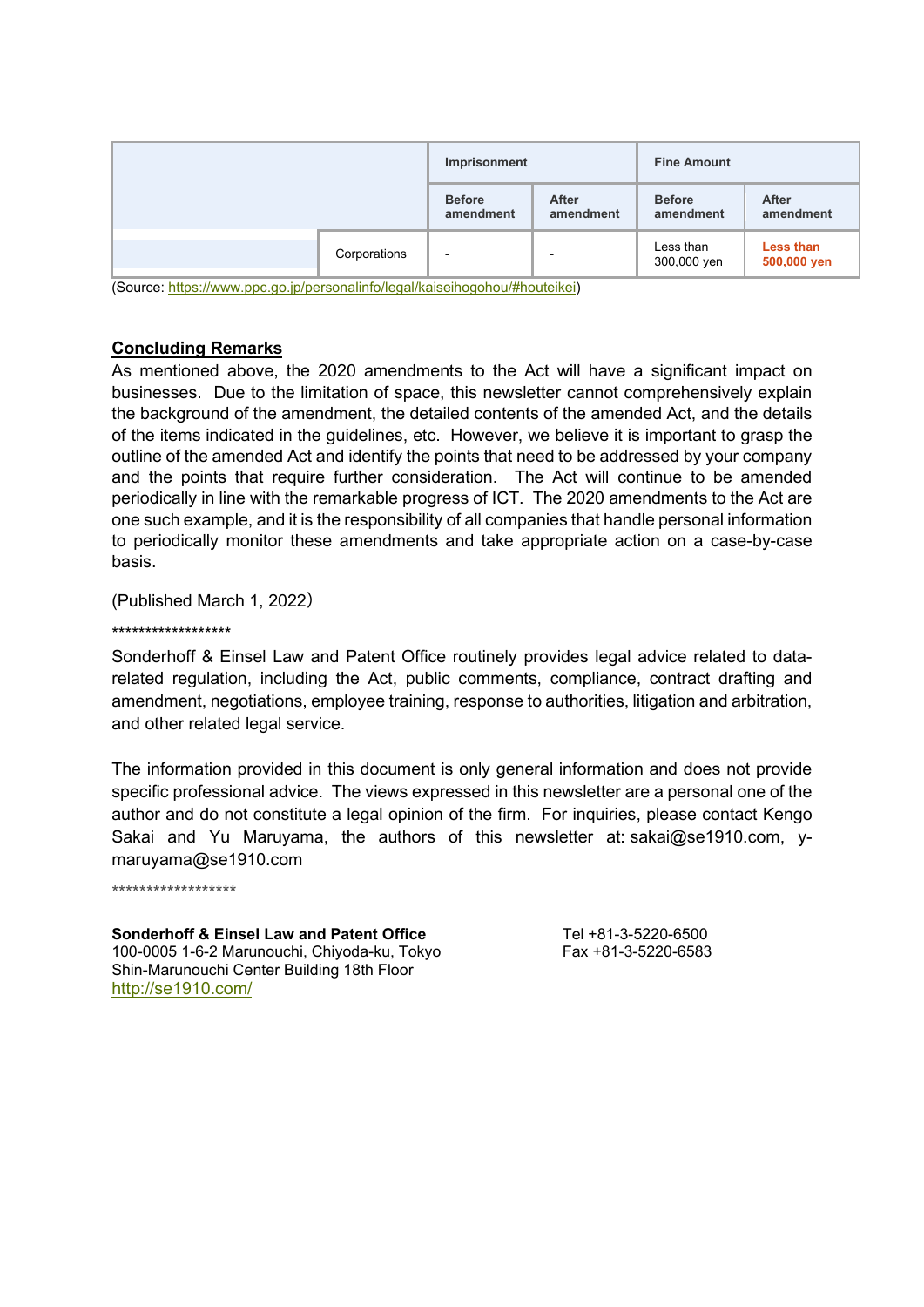| | | Imprisonment | | Fine Amount | |
|---|---|---|---|---|---|
| | | Before amendment | After amendment | Before amendment | After amendment |
| | Corporations | - | - | Less than 300,000 yen | **Less than 500,000 yen** |

(Source: https://www.ppc.go.jp/personalinfo/legal/kaiseihogohou/#houteikei)

## Concluding Remarks

As mentioned above, the 2020 amendments to the Act will have a significant impact on businesses. Due to the limitation of space, this newsletter cannot comprehensively explain the background of the amendment, the detailed contents of the amended Act, and the details of the items indicated in the guidelines, etc. However, we believe it is important to grasp the outline of the amended Act and identify the points that need to be addressed by your company and the points that require further consideration. The Act will continue to be amended periodically in line with the remarkable progress of ICT. The 2020 amendments to the Act are one such example, and it is the responsibility of all companies that handle personal information to periodically monitor these amendments and take appropriate action on a case-by-case basis.

(Published March 1, 2022)

******************

Sonderhoff & Einsel Law and Patent Office routinely provides legal advice related to data-related regulation, including the Act, public comments, compliance, contract drafting and amendment, negotiations, employee training, response to authorities, litigation and arbitration, and other related legal service.

The information provided in this document is only general information and does not provide specific professional advice. The views expressed in this newsletter are a personal one of the author and do not constitute a legal opinion of the firm. For inquiries, please contact Kengo Sakai and Yu Maruyama, the authors of this newsletter at: sakai@se1910.com, y-maruyama@se1910.com

******************

**Sonderhoff & Einsel Law and Patent Office**
100-0005 1-6-2 Marunouchi, Chiyoda-ku, Tokyo
Shin-Marunouchi Center Building 18th Floor
http://se1910.com/

Tel +81-3-5220-6500
Fax +81-3-5220-6583